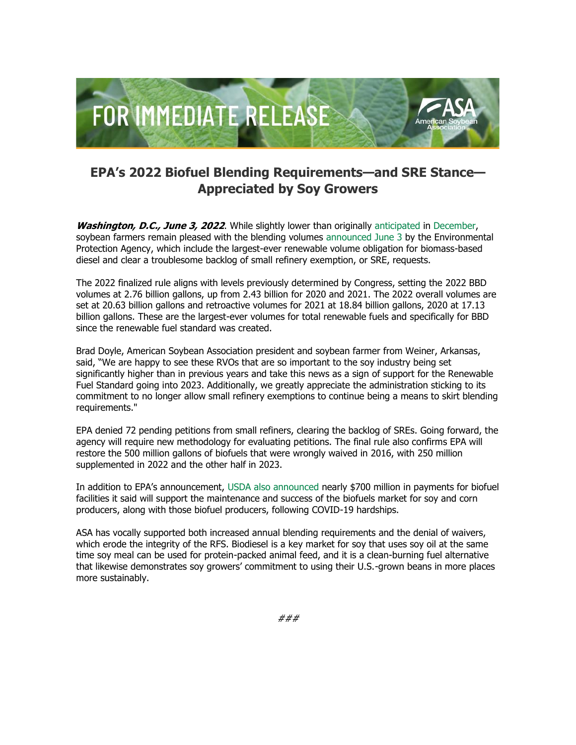FOR IMMEDIATE RELEASE

# EPA's 2022 Biofuel Blending Requirements—and SRE Stance—Appreciated by Soy Growers

***Washington, D.C., June 3, 2022***. While slightly lower than originally anticipated in December, soybean farmers remain pleased with the blending volumes announced June 3 by the Environmental Protection Agency, which include the largest-ever renewable volume obligation for biomass-based diesel and clear a troublesome backlog of small refinery exemption, or SRE, requests.

The 2022 finalized rule aligns with levels previously determined by Congress, setting the 2022 BBD volumes at 2.76 billion gallons, up from 2.43 billion for 2020 and 2021. The 2022 overall volumes are set at 20.63 billion gallons and retroactive volumes for 2021 at 18.84 billion gallons, 2020 at 17.13 billion gallons. These are the largest-ever volumes for total renewable fuels and specifically for BBD since the renewable fuel standard was created.

Brad Doyle, American Soybean Association president and soybean farmer from Weiner, Arkansas, said, "We are happy to see these RVOs that are so important to the soy industry being set significantly higher than in previous years and take this news as a sign of support for the Renewable Fuel Standard going into 2023. Additionally, we greatly appreciate the administration sticking to its commitment to no longer allow small refinery exemptions to continue being a means to skirt blending requirements."

EPA denied 72 pending petitions from small refiners, clearing the backlog of SREs. Going forward, the agency will require new methodology for evaluating petitions. The final rule also confirms EPA will restore the 500 million gallons of biofuels that were wrongly waived in 2016, with 250 million supplemented in 2022 and the other half in 2023.

In addition to EPA's announcement, USDA also announced nearly $700 million in payments for biofuel facilities it said will support the maintenance and success of the biofuels market for soy and corn producers, along with those biofuel producers, following COVID-19 hardships.

ASA has vocally supported both increased annual blending requirements and the denial of waivers, which erode the integrity of the RFS. Biodiesel is a key market for soy that uses soy oil at the same time soy meal can be used for protein-packed animal feed, and it is a clean-burning fuel alternative that likewise demonstrates soy growers' commitment to using their U.S.-grown beans in more places more sustainably.

*###*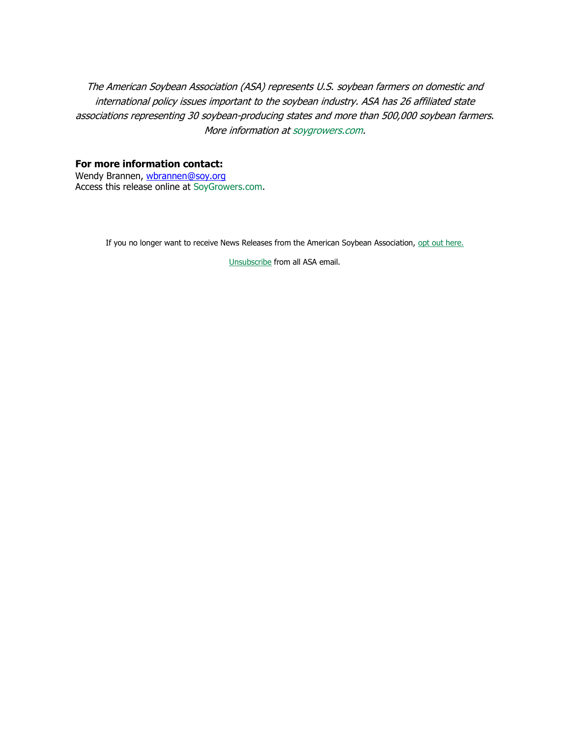*The American Soybean Association (ASA) represents U.S. soybean farmers on domestic and international policy issues important to the soybean industry. ASA has 26 affiliated state associations representing 30 soybean-producing states and more than 500,000 soybean farmers. More information at soygrowers.com.*

**For more information contact:**
Wendy Brannen, wbrannen@soy.org
Access this release online at SoyGrowers.com.

If you no longer want to receive News Releases from the American Soybean Association, opt out here.

Unsubscribe from all ASA email.